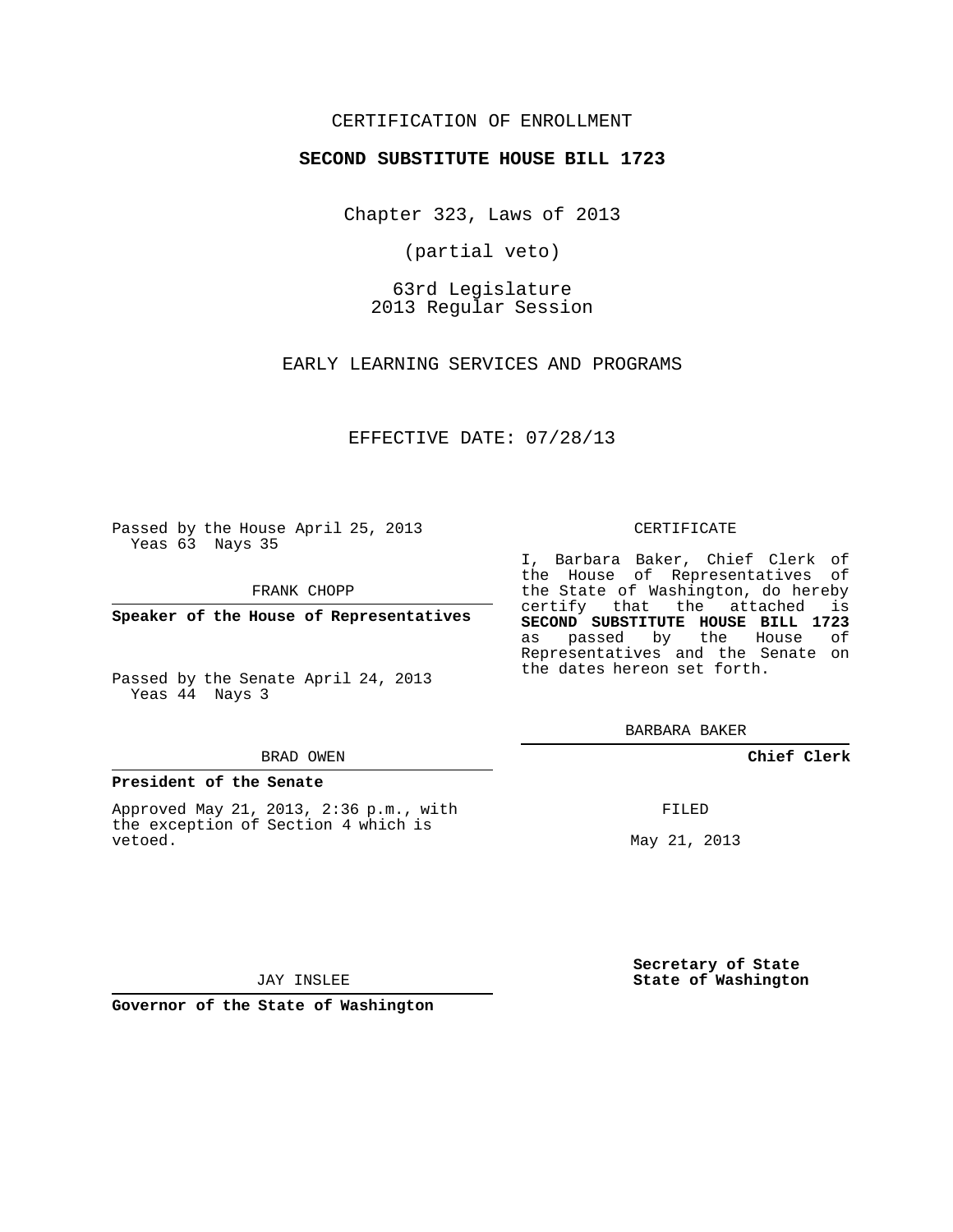CERTIFICATION OF ENROLLMENT

**SECOND SUBSTITUTE HOUSE BILL 1723**

Chapter 323, Laws of 2013

(partial veto)

63rd Legislature
2013 Regular Session

EARLY LEARNING SERVICES AND PROGRAMS

EFFECTIVE DATE: 07/28/13

Passed by the House April 25, 2013
Yeas 63 Nays 35

FRANK CHOPP

**Speaker of the House of Representatives**

Passed by the Senate April 24, 2013
Yeas 44 Nays 3

BRAD OWEN

**President of the Senate**

Approved May 21, 2013, 2:36 p.m., with the exception of Section 4 which is vetoed.

JAY INSLEE

**Governor of the State of Washington**

CERTIFICATE

I, Barbara Baker, Chief Clerk of the House of Representatives of the State of Washington, do hereby certify that the attached is **SECOND SUBSTITUTE HOUSE BILL 1723** as passed by the House of Representatives and the Senate on the dates hereon set forth.

BARBARA BAKER

**Chief Clerk**

FILED

May 21, 2013

**Secretary of State**
**State of Washington**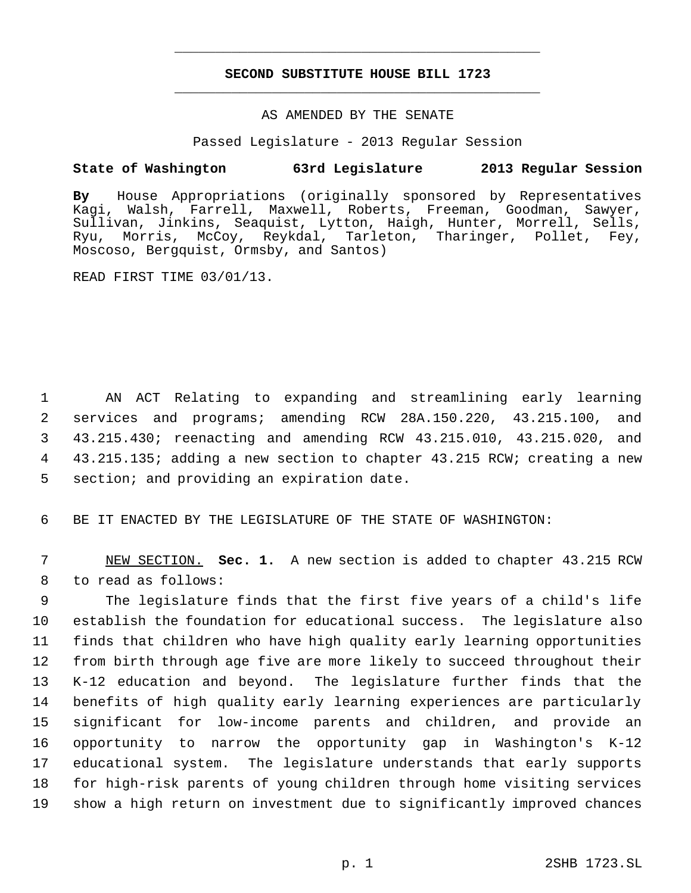**SECOND SUBSTITUTE HOUSE BILL 1723**

AS AMENDED BY THE SENATE

Passed Legislature - 2013 Regular Session

**State of Washington 63rd Legislature 2013 Regular Session**

**By** House Appropriations (originally sponsored by Representatives Kagi, Walsh, Farrell, Maxwell, Roberts, Freeman, Goodman, Sawyer, Sullivan, Jinkins, Seaquist, Lytton, Haigh, Hunter, Morrell, Sells, Ryu, Morris, McCoy, Reykdal, Tarleton, Tharinger, Pollet, Fey, Moscoso, Bergquist, Ormsby, and Santos)

READ FIRST TIME 03/01/13.

1 AN ACT Relating to expanding and streamlining early learning
2 services and programs; amending RCW 28A.150.220, 43.215.100, and
3 43.215.430; reenacting and amending RCW 43.215.010, 43.215.020, and
4 43.215.135; adding a new section to chapter 43.215 RCW; creating a new
5 section; and providing an expiration date.

6 BE IT ENACTED BY THE LEGISLATURE OF THE STATE OF WASHINGTON:

7 NEW SECTION. **Sec. 1.** A new section is added to chapter 43.215 RCW
8 to read as follows:

9 The legislature finds that the first five years of a child's life
10 establish the foundation for educational success. The legislature also
11 finds that children who have high quality early learning opportunities
12 from birth through age five are more likely to succeed throughout their
13 K-12 education and beyond. The legislature further finds that the
14 benefits of high quality early learning experiences are particularly
15 significant for low-income parents and children, and provide an
16 opportunity to narrow the opportunity gap in Washington's K-12
17 educational system. The legislature understands that early supports
18 for high-risk parents of young children through home visiting services
19 show a high return on investment due to significantly improved chances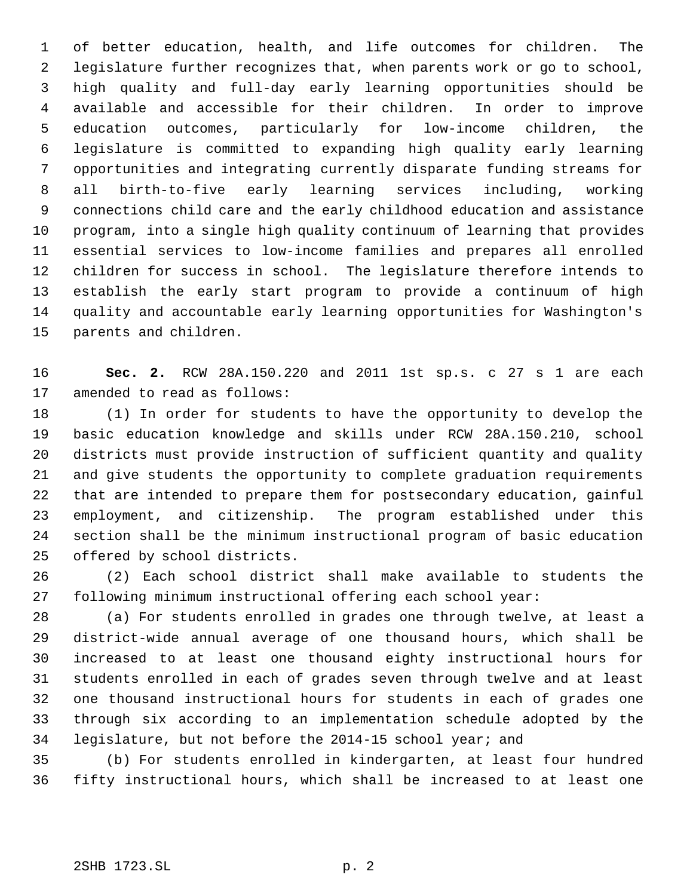of better education, health, and life outcomes for children. The legislature further recognizes that, when parents work or go to school, high quality and full-day early learning opportunities should be available and accessible for their children. In order to improve education outcomes, particularly for low-income children, the legislature is committed to expanding high quality early learning opportunities and integrating currently disparate funding streams for all birth-to-five early learning services including, working connections child care and the early childhood education and assistance program, into a single high quality continuum of learning that provides essential services to low-income families and prepares all enrolled children for success in school. The legislature therefore intends to establish the early start program to provide a continuum of high quality and accountable early learning opportunities for Washington's parents and children.

**Sec. 2.** RCW 28A.150.220 and 2011 1st sp.s. c 27 s 1 are each amended to read as follows:

(1) In order for students to have the opportunity to develop the basic education knowledge and skills under RCW 28A.150.210, school districts must provide instruction of sufficient quantity and quality and give students the opportunity to complete graduation requirements that are intended to prepare them for postsecondary education, gainful employment, and citizenship. The program established under this section shall be the minimum instructional program of basic education offered by school districts.

(2) Each school district shall make available to students the following minimum instructional offering each school year:

(a) For students enrolled in grades one through twelve, at least a district-wide annual average of one thousand hours, which shall be increased to at least one thousand eighty instructional hours for students enrolled in each of grades seven through twelve and at least one thousand instructional hours for students in each of grades one through six according to an implementation schedule adopted by the legislature, but not before the 2014-15 school year; and

(b) For students enrolled in kindergarten, at least four hundred fifty instructional hours, which shall be increased to at least one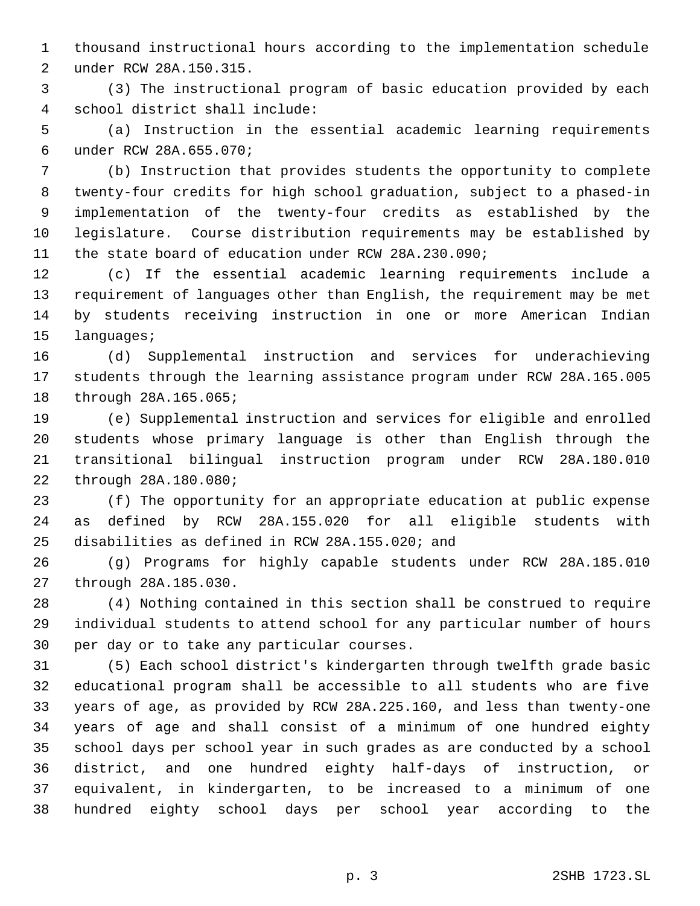thousand instructional hours according to the implementation schedule under RCW 28A.150.315.

(3) The instructional program of basic education provided by each school district shall include:

(a) Instruction in the essential academic learning requirements under RCW 28A.655.070;

(b) Instruction that provides students the opportunity to complete twenty-four credits for high school graduation, subject to a phased-in implementation of the twenty-four credits as established by the legislature. Course distribution requirements may be established by the state board of education under RCW 28A.230.090;

(c) If the essential academic learning requirements include a requirement of languages other than English, the requirement may be met by students receiving instruction in one or more American Indian languages;

(d) Supplemental instruction and services for underachieving students through the learning assistance program under RCW 28A.165.005 through 28A.165.065;

(e) Supplemental instruction and services for eligible and enrolled students whose primary language is other than English through the transitional bilingual instruction program under RCW 28A.180.010 through 28A.180.080;

(f) The opportunity for an appropriate education at public expense as defined by RCW 28A.155.020 for all eligible students with disabilities as defined in RCW 28A.155.020; and

(g) Programs for highly capable students under RCW 28A.185.010 through 28A.185.030.

(4) Nothing contained in this section shall be construed to require individual students to attend school for any particular number of hours per day or to take any particular courses.

(5) Each school district's kindergarten through twelfth grade basic educational program shall be accessible to all students who are five years of age, as provided by RCW 28A.225.160, and less than twenty-one years of age and shall consist of a minimum of one hundred eighty school days per school year in such grades as are conducted by a school district, and one hundred eighty half-days of instruction, or equivalent, in kindergarten, to be increased to a minimum of one hundred eighty school days per school year according to the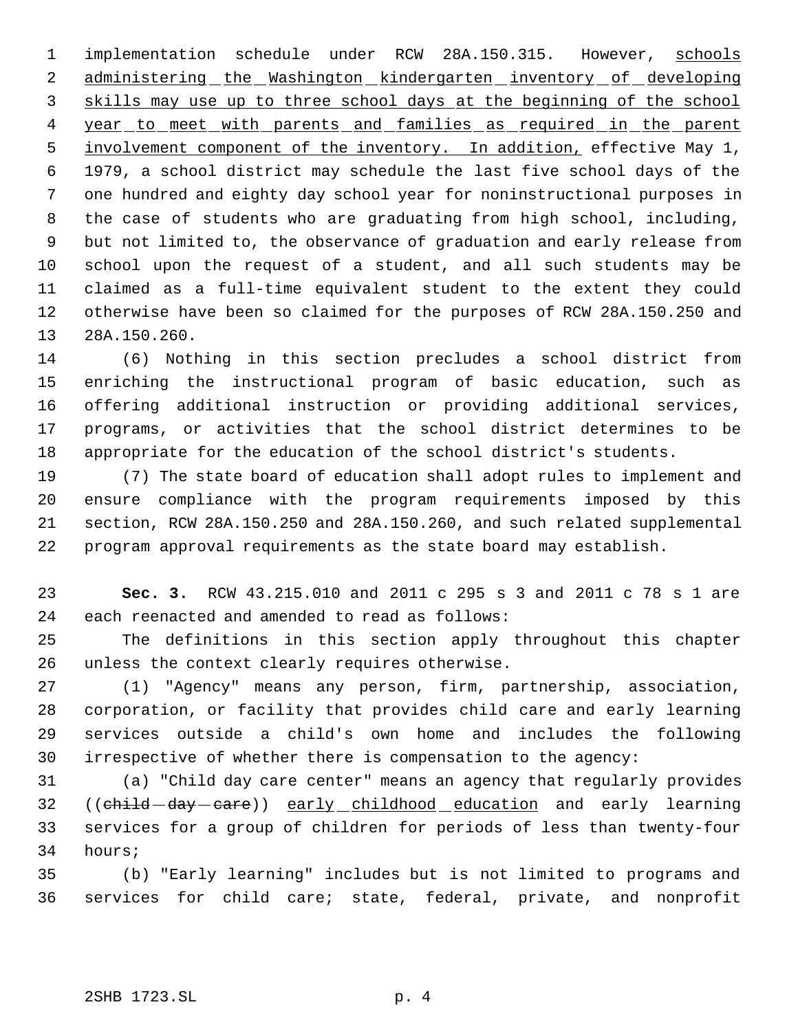implementation schedule under RCW 28A.150.315. However, schools administering the Washington kindergarten inventory of developing skills may use up to three school days at the beginning of the school year to meet with parents and families as required in the parent involvement component of the inventory. In addition, effective May 1, 1979, a school district may schedule the last five school days of the one hundred and eighty day school year for noninstructional purposes in the case of students who are graduating from high school, including, but not limited to, the observance of graduation and early release from school upon the request of a student, and all such students may be claimed as a full-time equivalent student to the extent they could otherwise have been so claimed for the purposes of RCW 28A.150.250 and 28A.150.260.

(6) Nothing in this section precludes a school district from enriching the instructional program of basic education, such as offering additional instruction or providing additional services, programs, or activities that the school district determines to be appropriate for the education of the school district's students.

(7) The state board of education shall adopt rules to implement and ensure compliance with the program requirements imposed by this section, RCW 28A.150.250 and 28A.150.260, and such related supplemental program approval requirements as the state board may establish.

**Sec. 3.** RCW 43.215.010 and 2011 c 295 s 3 and 2011 c 78 s 1 are each reenacted and amended to read as follows:

The definitions in this section apply throughout this chapter unless the context clearly requires otherwise.

(1) "Agency" means any person, firm, partnership, association, corporation, or facility that provides child care and early learning services outside a child's own home and includes the following irrespective of whether there is compensation to the agency:

(a) "Child day care center" means an agency that regularly provides ((~~child day care~~)) early childhood education and early learning services for a group of children for periods of less than twenty-four hours;

(b) "Early learning" includes but is not limited to programs and services for child care; state, federal, private, and nonprofit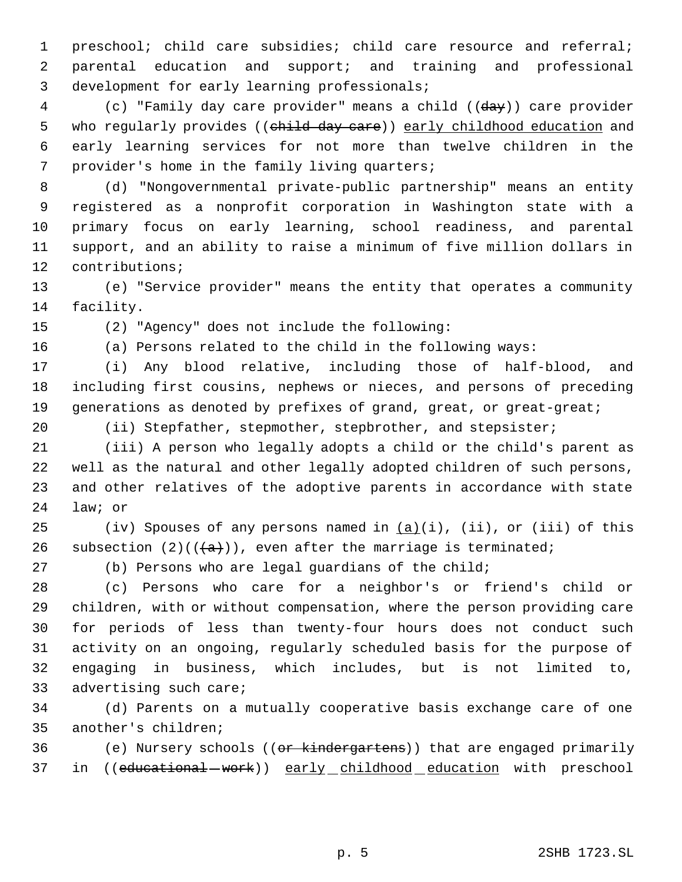preschool; child care subsidies; child care resource and referral; parental education and support; and training and professional development for early learning professionals;

(c) "Family day care provider" means a child ((~~day~~)) care provider who regularly provides ((~~child day care~~)) early childhood education and early learning services for not more than twelve children in the provider's home in the family living quarters;

(d) "Nongovernmental private-public partnership" means an entity registered as a nonprofit corporation in Washington state with a primary focus on early learning, school readiness, and parental support, and an ability to raise a minimum of five million dollars in contributions;

(e) "Service provider" means the entity that operates a community facility.

(2) "Agency" does not include the following:

(a) Persons related to the child in the following ways:

(i) Any blood relative, including those of half-blood, and including first cousins, nephews or nieces, and persons of preceding generations as denoted by prefixes of grand, great, or great-great;

(ii) Stepfather, stepmother, stepbrother, and stepsister;

(iii) A person who legally adopts a child or the child's parent as well as the natural and other legally adopted children of such persons, and other relatives of the adoptive parents in accordance with state law; or

(iv) Spouses of any persons named in (a)(i), (ii), or (iii) of this subsection (2)((~~(a)~~)), even after the marriage is terminated;

(b) Persons who are legal guardians of the child;

(c) Persons who care for a neighbor's or friend's child or children, with or without compensation, where the person providing care for periods of less than twenty-four hours does not conduct such activity on an ongoing, regularly scheduled basis for the purpose of engaging in business, which includes, but is not limited to, advertising such care;

(d) Parents on a mutually cooperative basis exchange care of one another's children;

(e) Nursery schools ((~~or kindergartens~~)) that are engaged primarily in ((~~educational work~~)) early childhood education with preschool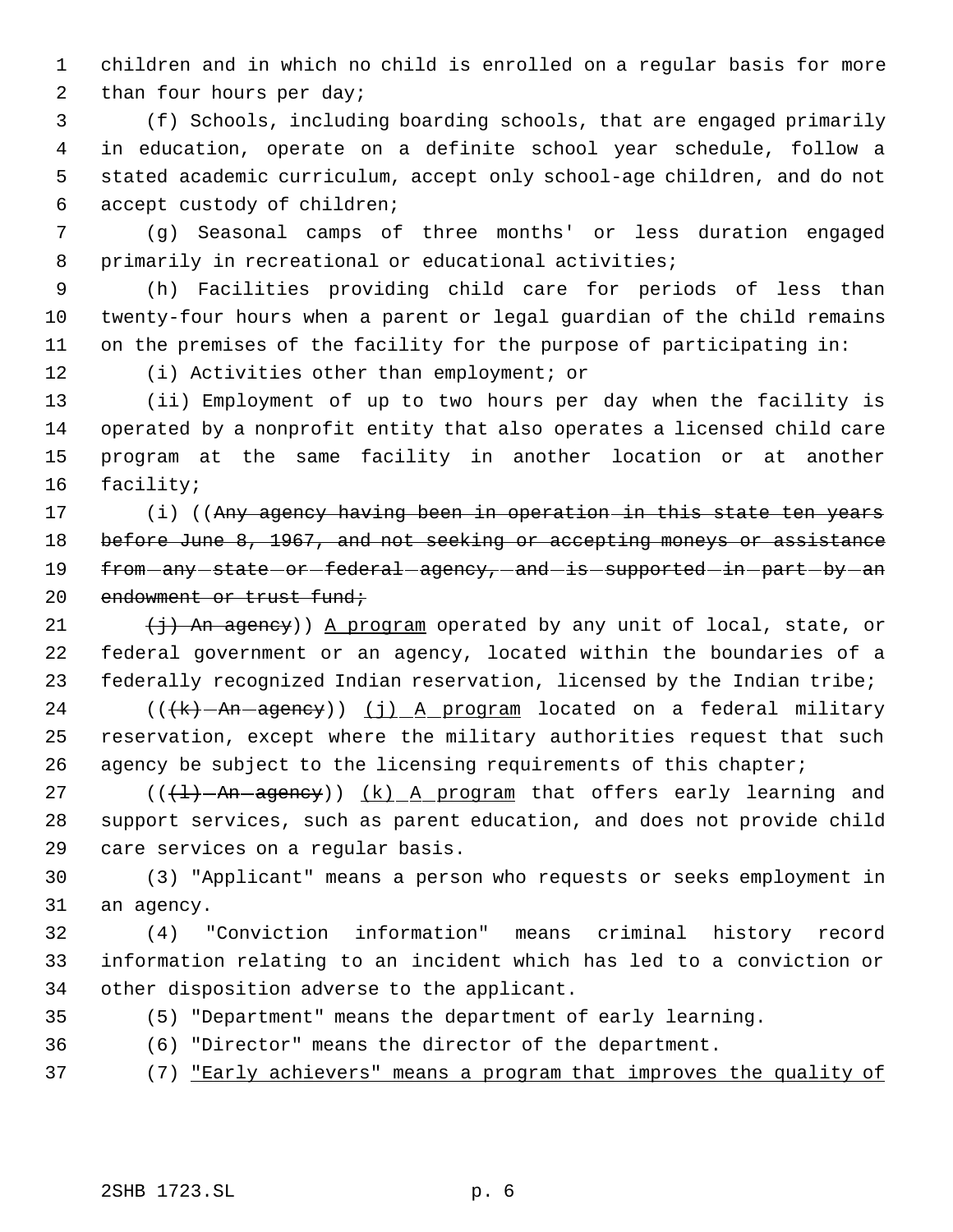children and in which no child is enrolled on a regular basis for more than four hours per day;

(f) Schools, including boarding schools, that are engaged primarily in education, operate on a definite school year schedule, follow a stated academic curriculum, accept only school-age children, and do not accept custody of children;

(g) Seasonal camps of three months' or less duration engaged primarily in recreational or educational activities;

(h) Facilities providing child care for periods of less than twenty-four hours when a parent or legal guardian of the child remains on the premises of the facility for the purpose of participating in:

(i) Activities other than employment; or

(ii) Employment of up to two hours per day when the facility is operated by a nonprofit entity that also operates a licensed child care program at the same facility in another location or at another facility;

(i) ((~~Any agency having been in operation in this state ten years before June 8, 1967, and not seeking or accepting moneys or assistance from any state or federal agency, and is supported in part by an endowment or trust fund;~~

~~(j) An agency~~)) <u>A program</u> operated by any unit of local, state, or federal government or an agency, located within the boundaries of a federally recognized Indian reservation, licensed by the Indian tribe;

((~~(k) An agency~~)) <u>(j) A program</u> located on a federal military reservation, except where the military authorities request that such agency be subject to the licensing requirements of this chapter;

((~~(l) An agency~~)) <u>(k) A program</u> that offers early learning and support services, such as parent education, and does not provide child care services on a regular basis.

(3) "Applicant" means a person who requests or seeks employment in an agency.

(4) "Conviction information" means criminal history record information relating to an incident which has led to a conviction or other disposition adverse to the applicant.

(5) "Department" means the department of early learning.

(6) "Director" means the director of the department.

(7) <u>"Early achievers" means a program that improves the quality of</u>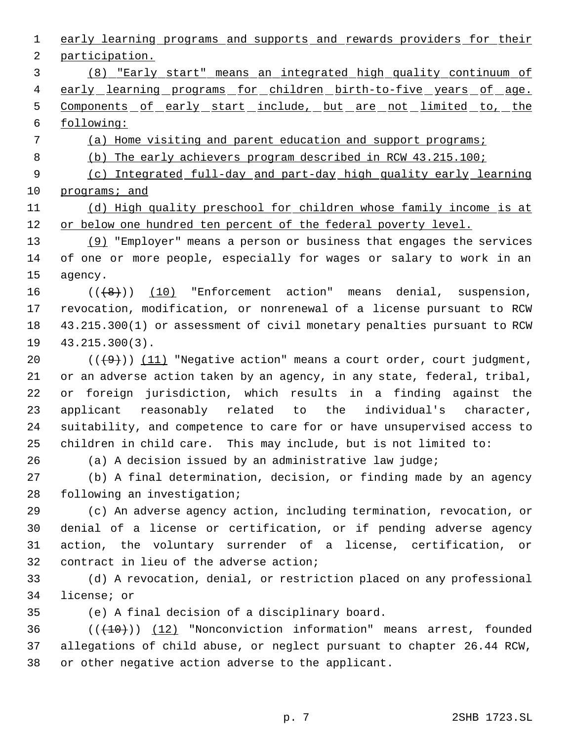early learning programs and supports and rewards providers for their participation.

(8) "Early start" means an integrated high quality continuum of early learning programs for children birth-to-five years of age. Components of early start include, but are not limited to, the following:

(a) Home visiting and parent education and support programs;

(b) The early achievers program described in RCW 43.215.100;

(c) Integrated full-day and part-day high quality early learning programs; and

(d) High quality preschool for children whose family income is at or below one hundred ten percent of the federal poverty level.

(9) "Employer" means a person or business that engages the services of one or more people, especially for wages or salary to work in an agency.

(((8))) (10) "Enforcement action" means denial, suspension, revocation, modification, or nonrenewal of a license pursuant to RCW 43.215.300(1) or assessment of civil monetary penalties pursuant to RCW 43.215.300(3).

(((9))) (11) "Negative action" means a court order, court judgment, or an adverse action taken by an agency, in any state, federal, tribal, or foreign jurisdiction, which results in a finding against the applicant reasonably related to the individual's character, suitability, and competence to care for or have unsupervised access to children in child care. This may include, but is not limited to:

(a) A decision issued by an administrative law judge;

(b) A final determination, decision, or finding made by an agency following an investigation;

(c) An adverse agency action, including termination, revocation, or denial of a license or certification, or if pending adverse agency action, the voluntary surrender of a license, certification, or contract in lieu of the adverse action;

(d) A revocation, denial, or restriction placed on any professional license; or

(e) A final decision of a disciplinary board.

(((10))) (12) "Nonconviction information" means arrest, founded allegations of child abuse, or neglect pursuant to chapter 26.44 RCW, or other negative action adverse to the applicant.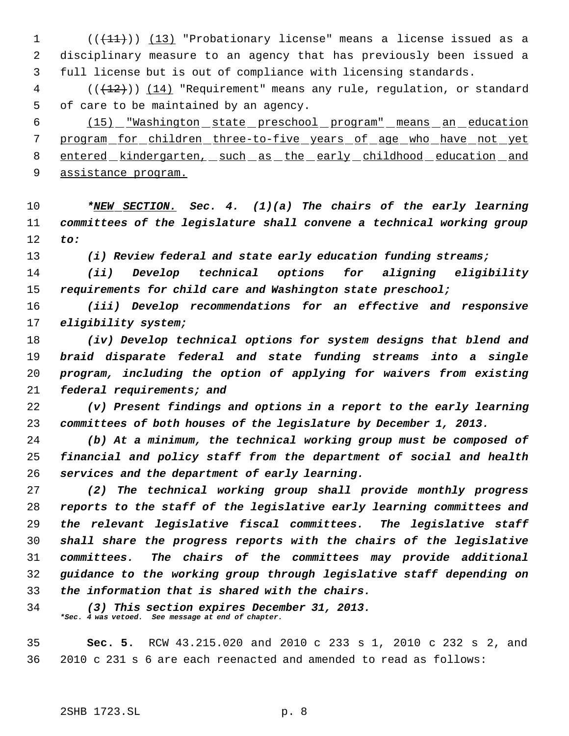((~~(11)~~)) (13) "Probationary license" means a license issued as a disciplinary measure to an agency that has previously been issued a full license but is out of compliance with licensing standards.

((~~(12)~~)) (14) "Requirement" means any rule, regulation, or standard of care to be maintained by an agency.

(15) "Washington state preschool program" means an education program for children three-to-five years of age who have not yet entered kindergarten, such as the early childhood education and assistance program.

***NEW SECTION.* *Sec. 4.* *(1)(a) The chairs of the early learning committees of the legislature shall convene a technical working group to:***

***(i) Review federal and state early education funding streams;***

***(ii) Develop technical options for aligning eligibility requirements for child care and Washington state preschool;***

***(iii) Develop recommendations for an effective and responsive eligibility system;***

***(iv) Develop technical options for system designs that blend and braid disparate federal and state funding streams into a single program, including the option of applying for waivers from existing federal requirements; and***

***(v) Present findings and options in a report to the early learning committees of both houses of the legislature by December 1, 2013.***

***(b) At a minimum, the technical working group must be composed of financial and policy staff from the department of social and health services and the department of early learning.***

***(2) The technical working group shall provide monthly progress reports to the staff of the legislative early learning committees and the relevant legislative fiscal committees. The legislative staff shall share the progress reports with the chairs of the legislative committees. The chairs of the committees may provide additional guidance to the working group through legislative staff depending on the information that is shared with the chairs.***

***(3) This section expires December 31, 2013.***

****Sec. 4 was vetoed. See message at end of chapter.***

**Sec. 5.** RCW 43.215.020 and 2010 c 233 s 1, 2010 c 232 s 2, and 2010 c 231 s 6 are each reenacted and amended to read as follows: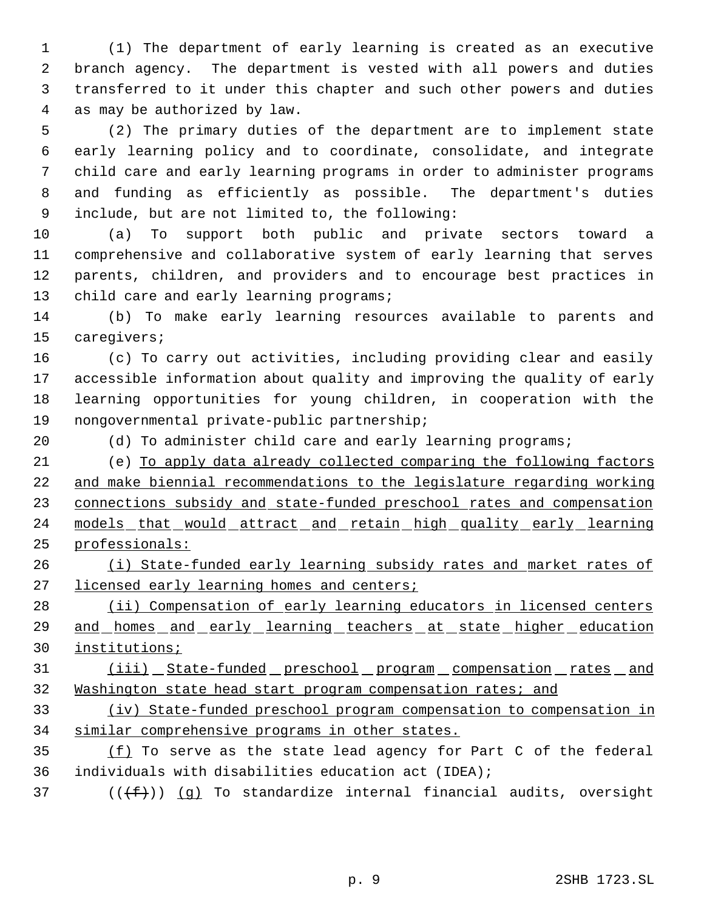(1) The department of early learning is created as an executive branch agency. The department is vested with all powers and duties transferred to it under this chapter and such other powers and duties as may be authorized by law.

(2) The primary duties of the department are to implement state early learning policy and to coordinate, consolidate, and integrate child care and early learning programs in order to administer programs and funding as efficiently as possible. The department's duties include, but are not limited to, the following:

(a) To support both public and private sectors toward a comprehensive and collaborative system of early learning that serves parents, children, and providers and to encourage best practices in child care and early learning programs;

(b) To make early learning resources available to parents and caregivers;

(c) To carry out activities, including providing clear and easily accessible information about quality and improving the quality of early learning opportunities for young children, in cooperation with the nongovernmental private-public partnership;

(d) To administer child care and early learning programs;

(e) To apply data already collected comparing the following factors and make biennial recommendations to the legislature regarding working connections subsidy and state-funded preschool rates and compensation models that would attract and retain high quality early learning professionals:

(i) State-funded early learning subsidy rates and market rates of licensed early learning homes and centers;

(ii) Compensation of early learning educators in licensed centers and homes and early learning teachers at state higher education institutions;

(iii) State-funded preschool program compensation rates and Washington state head start program compensation rates; and

(iv) State-funded preschool program compensation to compensation in similar comprehensive programs in other states.

(f) To serve as the state lead agency for Part C of the federal individuals with disabilities education act (IDEA);

(((f))) (g) To standardize internal financial audits, oversight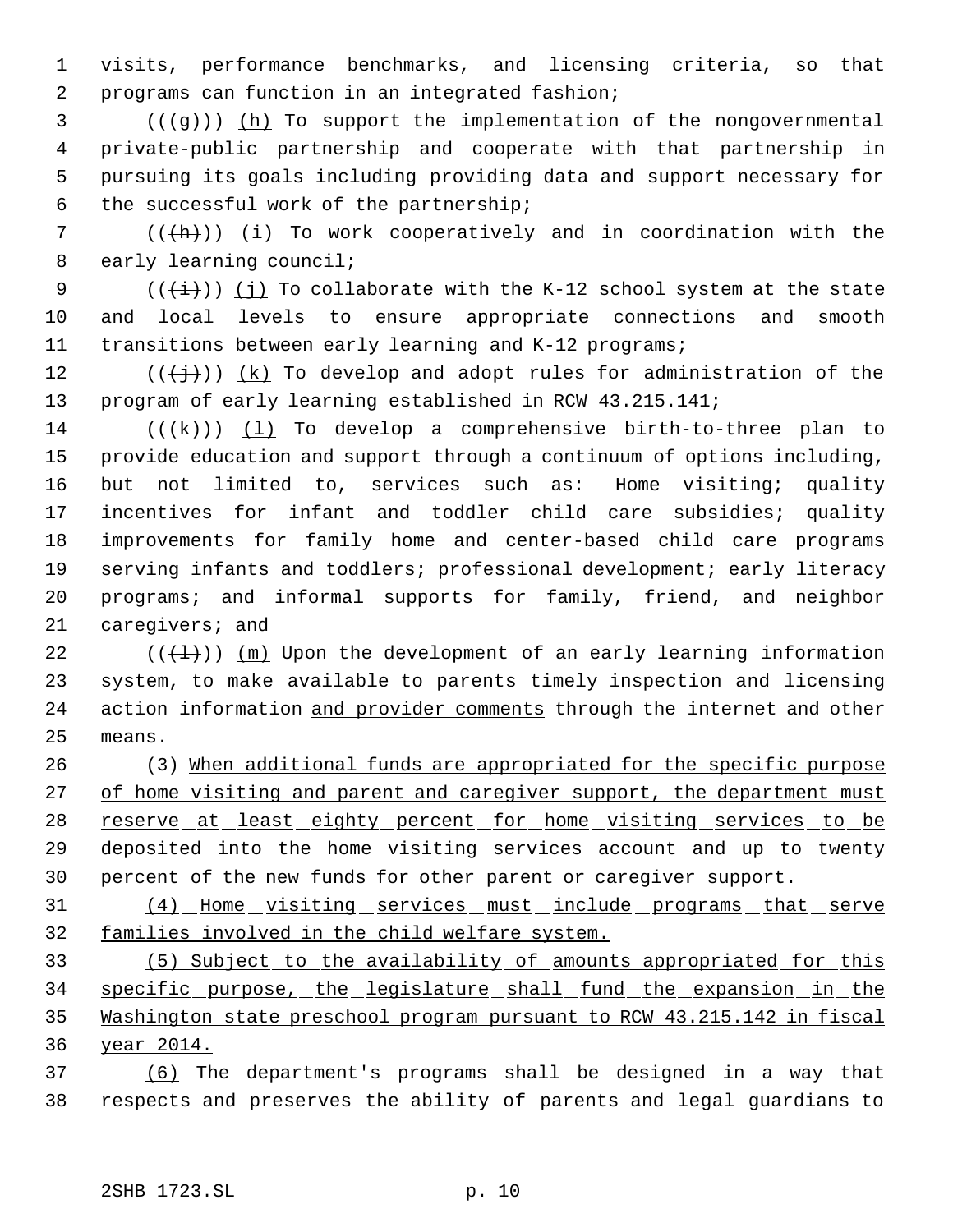visits, performance benchmarks, and licensing criteria, so that programs can function in an integrated fashion;

(((g))) (h) To support the implementation of the nongovernmental private-public partnership and cooperate with that partnership in pursuing its goals including providing data and support necessary for the successful work of the partnership;

(((h))) (i) To work cooperatively and in coordination with the early learning council;

(((i))) (j) To collaborate with the K-12 school system at the state and local levels to ensure appropriate connections and smooth transitions between early learning and K-12 programs;

(((j))) (k) To develop and adopt rules for administration of the program of early learning established in RCW 43.215.141;

(((k))) (l) To develop a comprehensive birth-to-three plan to provide education and support through a continuum of options including, but not limited to, services such as: Home visiting; quality incentives for infant and toddler child care subsidies; quality improvements for family home and center-based child care programs serving infants and toddlers; professional development; early literacy programs; and informal supports for family, friend, and neighbor caregivers; and

(((l))) (m) Upon the development of an early learning information system, to make available to parents timely inspection and licensing action information and provider comments through the internet and other means.

(3) When additional funds are appropriated for the specific purpose of home visiting and parent and caregiver support, the department must reserve at least eighty percent for home visiting services to be deposited into the home visiting services account and up to twenty percent of the new funds for other parent or caregiver support.

(4) Home visiting services must include programs that serve families involved in the child welfare system.

(5) Subject to the availability of amounts appropriated for this specific purpose, the legislature shall fund the expansion in the Washington state preschool program pursuant to RCW 43.215.142 in fiscal year 2014.

(6) The department's programs shall be designed in a way that respects and preserves the ability of parents and legal guardians to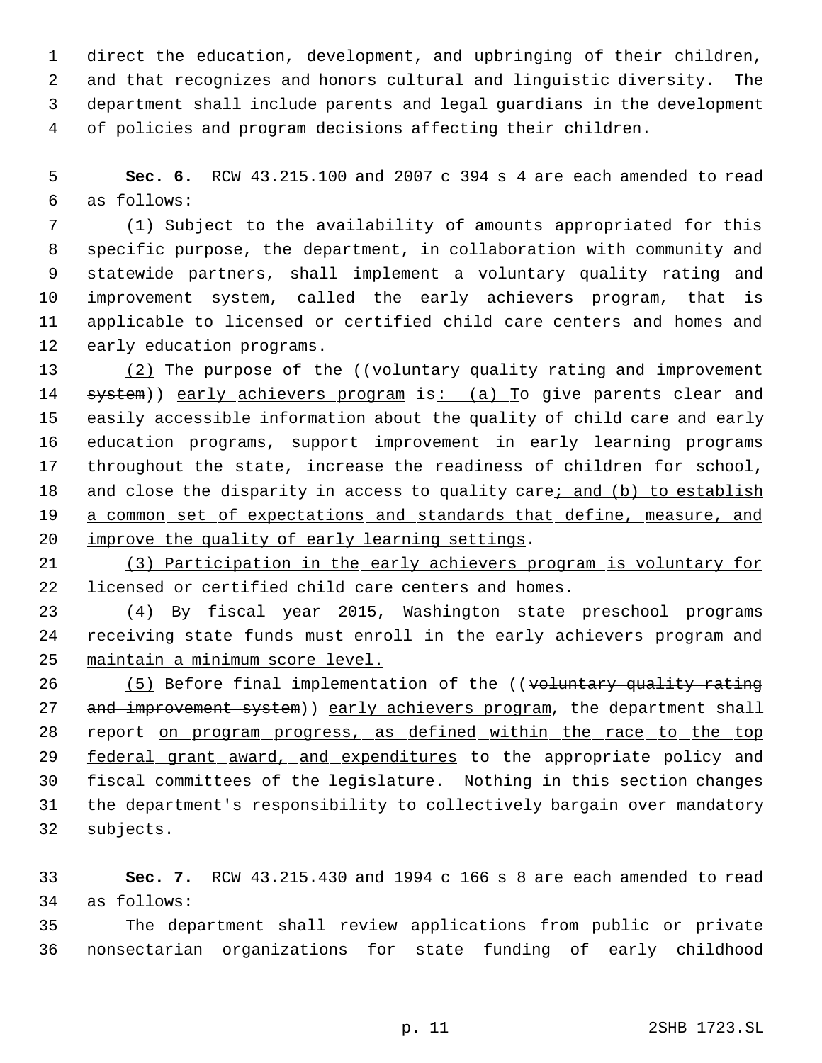direct the education, development, and upbringing of their children, and that recognizes and honors cultural and linguistic diversity. The department shall include parents and legal guardians in the development of policies and program decisions affecting their children.

**Sec. 6.** RCW 43.215.100 and 2007 c 394 s 4 are each amended to read as follows:

(1) Subject to the availability of amounts appropriated for this specific purpose, the department, in collaboration with community and statewide partners, shall implement a voluntary quality rating and improvement system, called the early achievers program, that is applicable to licensed or certified child care centers and homes and early education programs.

(2) The purpose of the ((voluntary quality rating and improvement system)) early achievers program is: (a) To give parents clear and easily accessible information about the quality of child care and early education programs, support improvement in early learning programs throughout the state, increase the readiness of children for school, and close the disparity in access to quality care; and (b) to establish a common set of expectations and standards that define, measure, and improve the quality of early learning settings.

(3) Participation in the early achievers program is voluntary for licensed or certified child care centers and homes.

(4) By fiscal year 2015, Washington state preschool programs receiving state funds must enroll in the early achievers program and maintain a minimum score level.

(5) Before final implementation of the ((voluntary quality rating and improvement system)) early achievers program, the department shall report on program progress, as defined within the race to the top federal grant award, and expenditures to the appropriate policy and fiscal committees of the legislature. Nothing in this section changes the department's responsibility to collectively bargain over mandatory subjects.

**Sec. 7.** RCW 43.215.430 and 1994 c 166 s 8 are each amended to read as follows:

The department shall review applications from public or private nonsectarian organizations for state funding of early childhood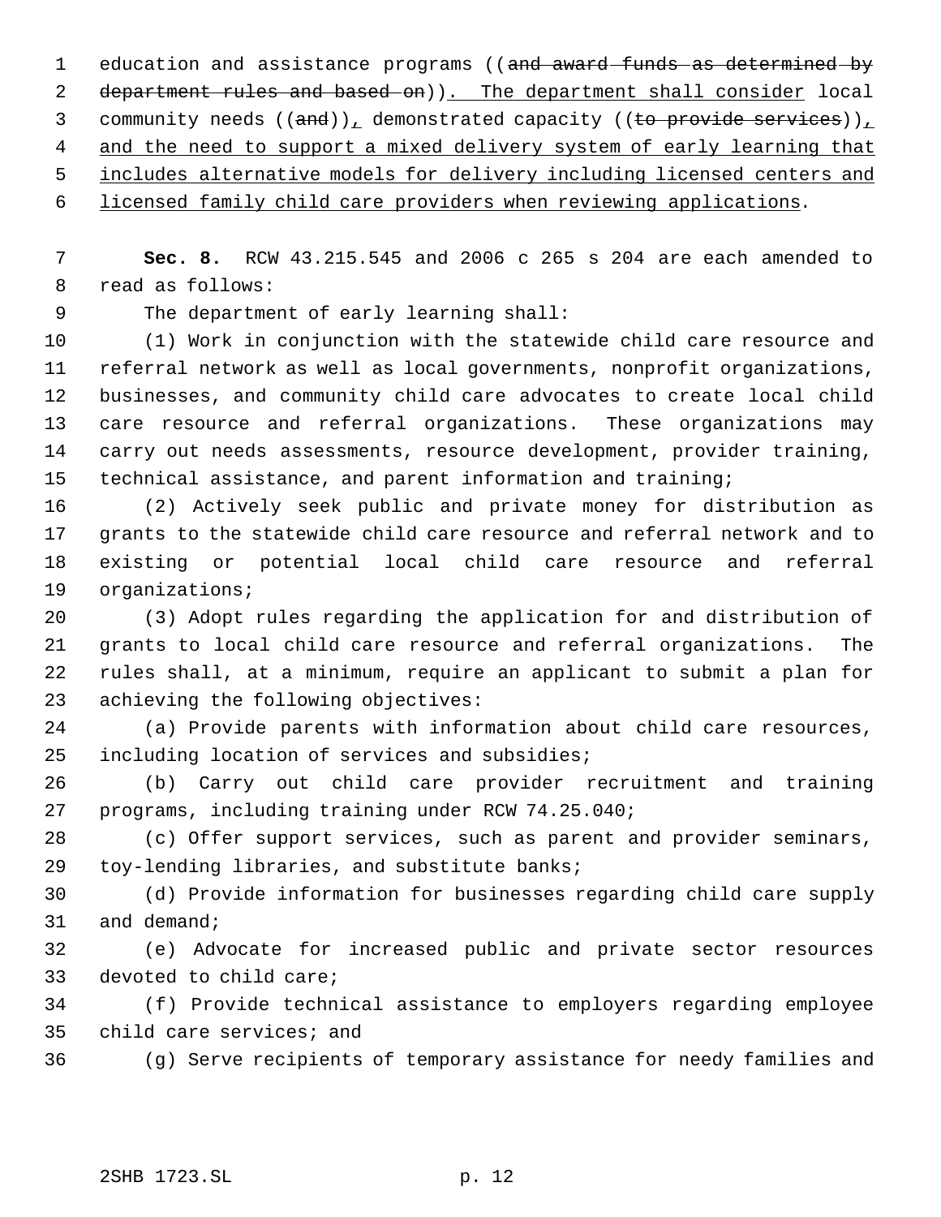education and assistance programs ((~~and award funds as determined by department rules and based on~~)). The department shall consider local community needs ((~~and~~)), demonstrated capacity ((~~to provide services~~)), and the need to support a mixed delivery system of early learning that includes alternative models for delivery including licensed centers and licensed family child care providers when reviewing applications.

**Sec. 8.** RCW 43.215.545 and 2006 c 265 s 204 are each amended to read as follows:

The department of early learning shall:

(1) Work in conjunction with the statewide child care resource and referral network as well as local governments, nonprofit organizations, businesses, and community child care advocates to create local child care resource and referral organizations. These organizations may carry out needs assessments, resource development, provider training, technical assistance, and parent information and training;

(2) Actively seek public and private money for distribution as grants to the statewide child care resource and referral network and to existing or potential local child care resource and referral organizations;

(3) Adopt rules regarding the application for and distribution of grants to local child care resource and referral organizations. The rules shall, at a minimum, require an applicant to submit a plan for achieving the following objectives:

(a) Provide parents with information about child care resources, including location of services and subsidies;

(b) Carry out child care provider recruitment and training programs, including training under RCW 74.25.040;

(c) Offer support services, such as parent and provider seminars, toy-lending libraries, and substitute banks;

(d) Provide information for businesses regarding child care supply and demand;

(e) Advocate for increased public and private sector resources devoted to child care;

(f) Provide technical assistance to employers regarding employee child care services; and

(g) Serve recipients of temporary assistance for needy families and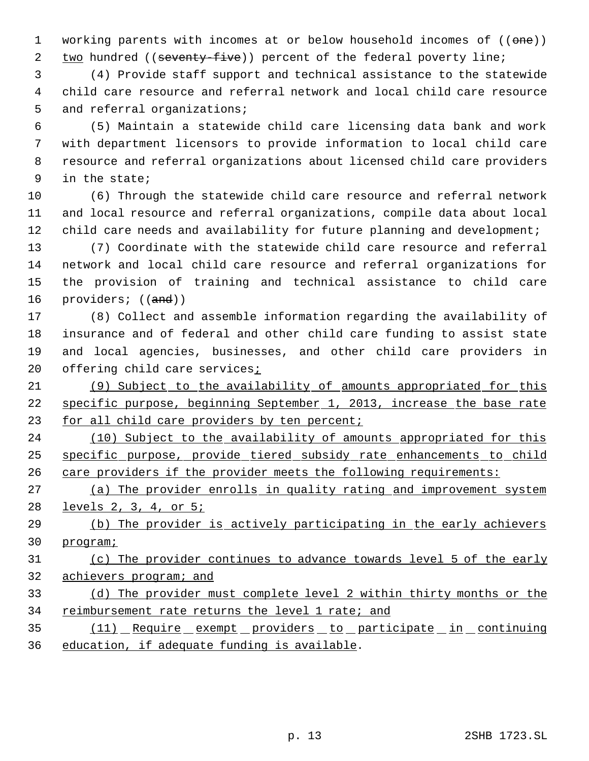working parents with incomes at or below household incomes of ((~~one~~)) two hundred ((~~seventy-five~~)) percent of the federal poverty line;

(4) Provide staff support and technical assistance to the statewide child care resource and referral network and local child care resource and referral organizations;

(5) Maintain a statewide child care licensing data bank and work with department licensors to provide information to local child care resource and referral organizations about licensed child care providers in the state;

(6) Through the statewide child care resource and referral network and local resource and referral organizations, compile data about local child care needs and availability for future planning and development;

(7) Coordinate with the statewide child care resource and referral network and local child care resource and referral organizations for the provision of training and technical assistance to child care providers; ((~~and~~))

(8) Collect and assemble information regarding the availability of insurance and of federal and other child care funding to assist state and local agencies, businesses, and other child care providers in offering child care services;

(9) Subject to the availability of amounts appropriated for this specific purpose, beginning September 1, 2013, increase the base rate for all child care providers by ten percent;

(10) Subject to the availability of amounts appropriated for this specific purpose, provide tiered subsidy rate enhancements to child care providers if the provider meets the following requirements:

(a) The provider enrolls in quality rating and improvement system levels 2, 3, 4, or 5;

(b) The provider is actively participating in the early achievers program;

(c) The provider continues to advance towards level 5 of the early achievers program; and

(d) The provider must complete level 2 within thirty months or the reimbursement rate returns the level 1 rate; and

(11) Require exempt providers to participate in continuing education, if adequate funding is available.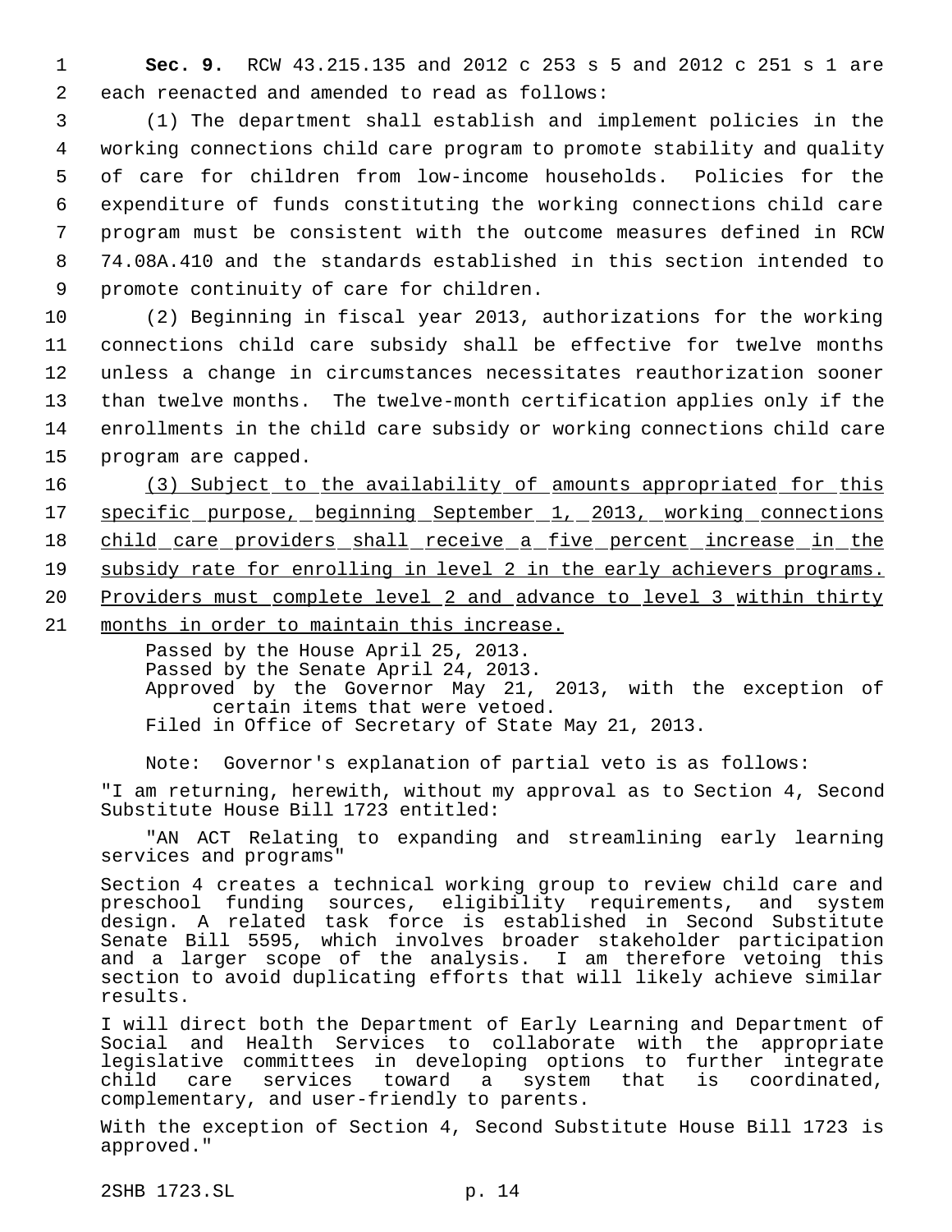**Sec. 9.** RCW 43.215.135 and 2012 c 253 s 5 and 2012 c 251 s 1 are each reenacted and amended to read as follows:

(1) The department shall establish and implement policies in the working connections child care program to promote stability and quality of care for children from low-income households. Policies for the expenditure of funds constituting the working connections child care program must be consistent with the outcome measures defined in RCW 74.08A.410 and the standards established in this section intended to promote continuity of care for children.

(2) Beginning in fiscal year 2013, authorizations for the working connections child care subsidy shall be effective for twelve months unless a change in circumstances necessitates reauthorization sooner than twelve months. The twelve-month certification applies only if the enrollments in the child care subsidy or working connections child care program are capped.

<u>(3) Subject to the availability of amounts appropriated for this specific purpose, beginning September 1, 2013, working connections child care providers shall receive a five percent increase in the subsidy rate for enrolling in level 2 in the early achievers programs. Providers must complete level 2 and advance to level 3 within thirty months in order to maintain this increase.</u>

Passed by the House April 25, 2013.
Passed by the Senate April 24, 2013.
Approved by the Governor May 21, 2013, with the exception of certain items that were vetoed.
Filed in Office of Secretary of State May 21, 2013.

Note: Governor's explanation of partial veto is as follows:

"I am returning, herewith, without my approval as to Section 4, Second Substitute House Bill 1723 entitled:

"AN ACT Relating to expanding and streamlining early learning services and programs"

Section 4 creates a technical working group to review child care and preschool funding sources, eligibility requirements, and system design. A related task force is established in Second Substitute Senate Bill 5595, which involves broader stakeholder participation and a larger scope of the analysis. I am therefore vetoing this section to avoid duplicating efforts that will likely achieve similar results.

I will direct both the Department of Early Learning and Department of Social and Health Services to collaborate with the appropriate legislative committees in developing options to further integrate child care services toward a system that is coordinated, complementary, and user-friendly to parents.

With the exception of Section 4, Second Substitute House Bill 1723 is approved."